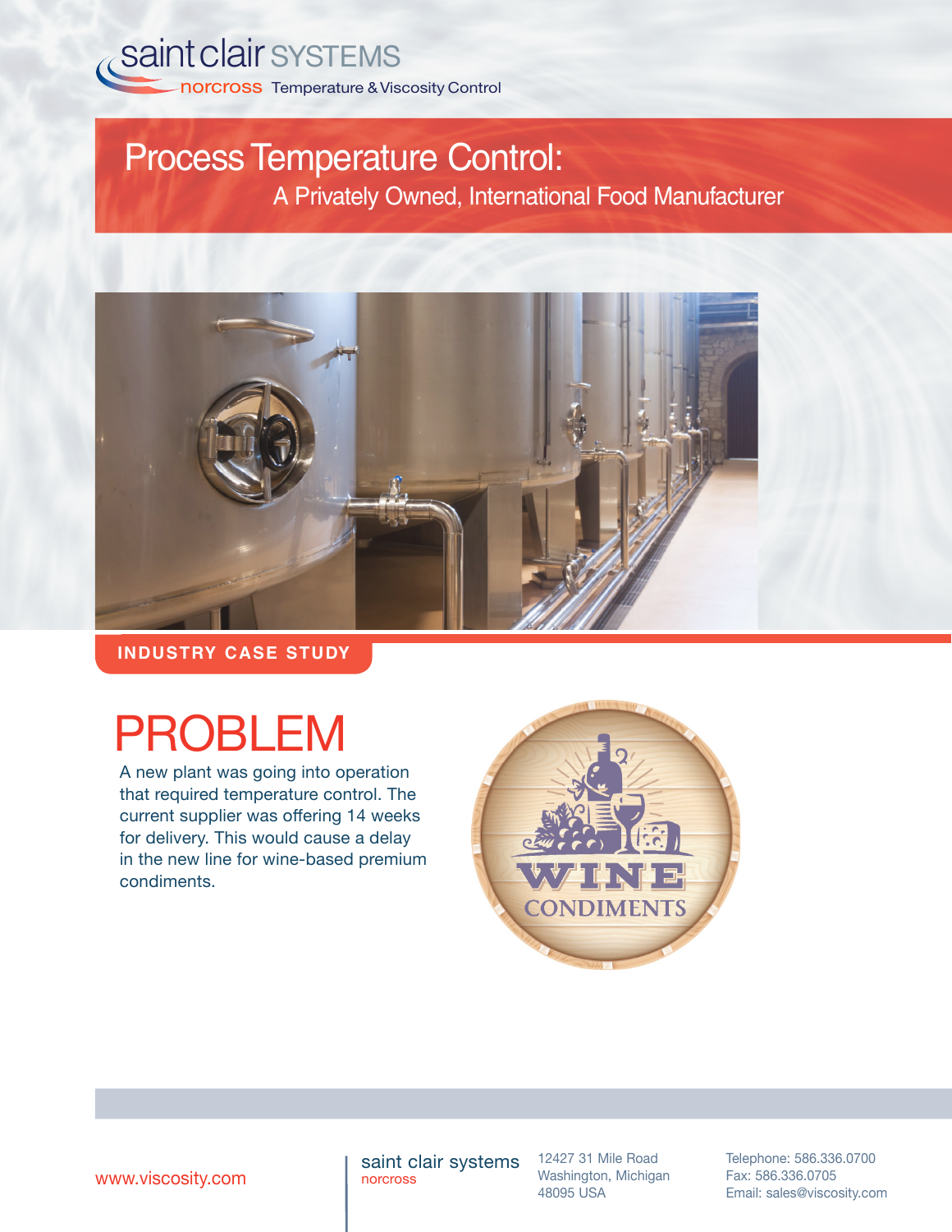saint clair SYSTEMS
norcross Temperature & Viscosity Control

# Process Temperature Control:
## A Privately Owned, International Food Manufacturer

INDUSTRY CASE STUDY

# PROBLEM

A new plant was going into operation that required temperature control. The current supplier was offering 14 weeks for delivery. This would cause a delay in the new line for wine-based premium condiments.

WINE CONDIMENTS

www.viscosity.com

saint clair systems
norcross

12427 31 Mile Road
Washington, Michigan
48095 USA

Telephone: 586.336.0700
Fax: 586.336.0705
Email: sales@viscosity.com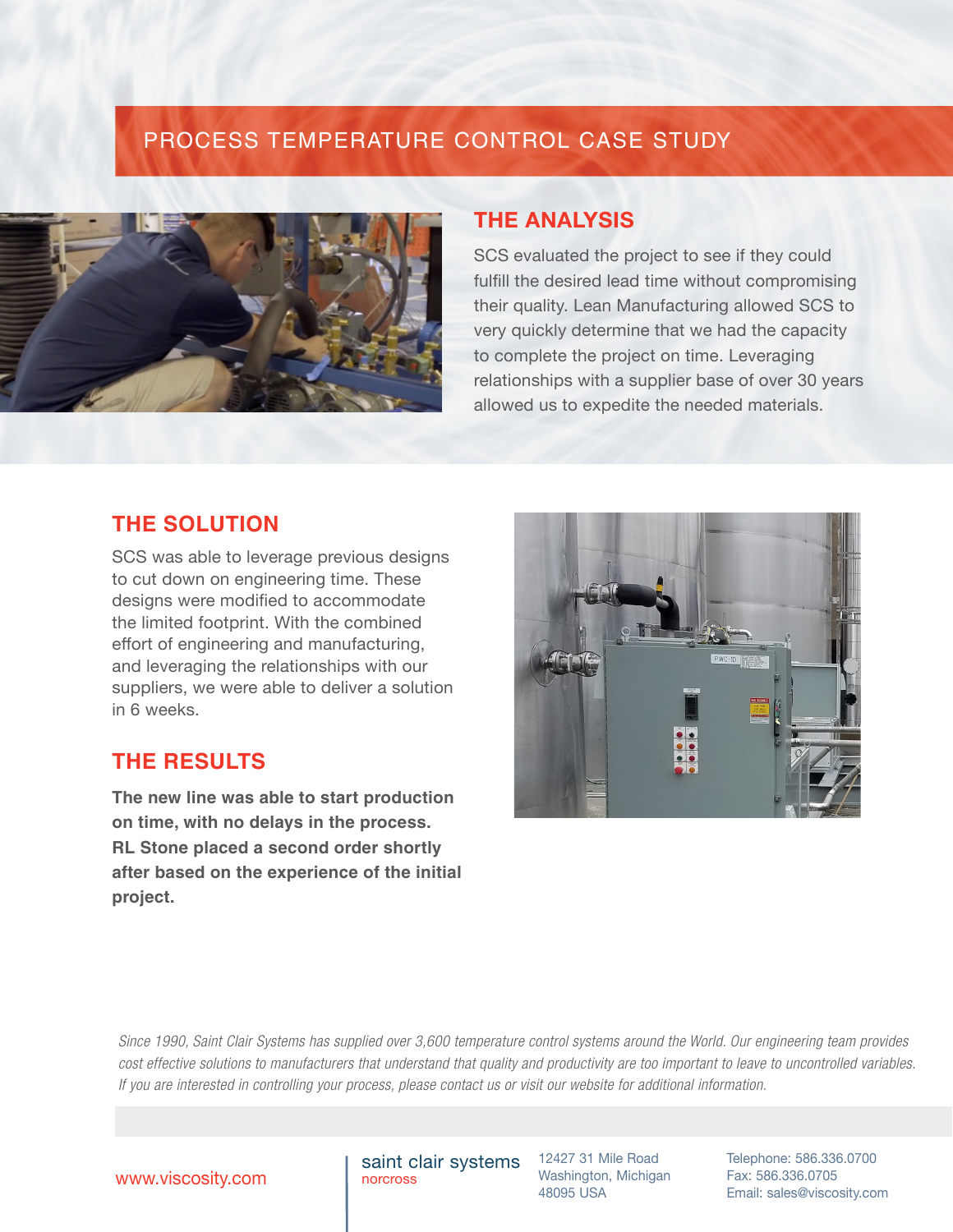PROCESS TEMPERATURE CONTROL CASE STUDY

## THE ANALYSIS

SCS evaluated the project to see if they could fulfill the desired lead time without compromising their quality. Lean Manufacturing allowed SCS to very quickly determine that we had the capacity to complete the project on time. Leveraging relationships with a supplier base of over 30 years allowed us to expedite the needed materials.

## THE SOLUTION

SCS was able to leverage previous designs to cut down on engineering time. These designs were modified to accommodate the limited footprint. With the combined effort of engineering and manufacturing, and leveraging the relationships with our suppliers, we were able to deliver a solution in 6 weeks.

## THE RESULTS

**The new line was able to start production on time, with no delays in the process. RL Stone placed a second order shortly after based on the experience of the initial project.**

*Since 1990, Saint Clair Systems has supplied over 3,600 temperature control systems around the World. Our engineering team provides cost effective solutions to manufacturers that understand that quality and productivity are too important to leave to uncontrolled variables. If you are interested in controlling your process, please contact us or visit our website for additional information.*

www.viscosity.com

saint clair systems
norcross

12427 31 Mile Road
Washington, Michigan
48095 USA

Telephone: 586.336.0700
Fax: 586.336.0705
Email: sales@viscosity.com